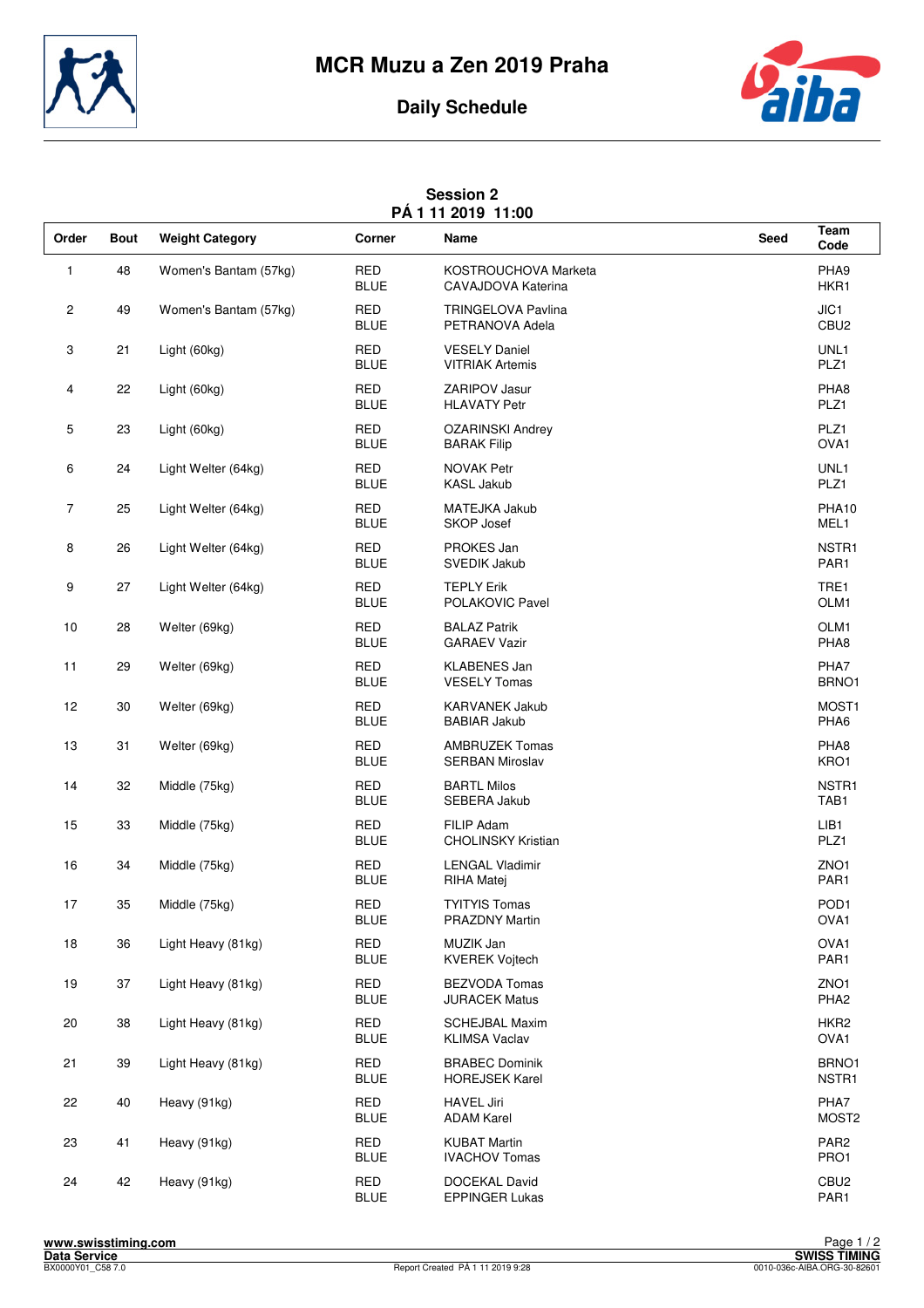# MCR Muzu a Zen 2019 Praha

## Daily Schedule

### Session 2
**PÁ 1 11 2019 11:00**

| Order | Bout | Weight Category | Corner | Name | Seed | Team Code |
|---|---|---|---|---|---|---|
| 1 | 48 | Women's Bantam (57kg) | RED | KOSTROUCHOVA Marketa | | PHA9 |
| | | | BLUE | CAVAJDOVA Katerina | | HKR1 |
| 2 | 49 | Women's Bantam (57kg) | RED | TRINGELOVA Pavlina | | JIC1 |
| | | | BLUE | PETRANOVA Adela | | CBU2 |
| 3 | 21 | Light (60kg) | RED | VESELY Daniel | | UNL1 |
| | | | BLUE | VITRIAK Artemis | | PLZ1 |
| 4 | 22 | Light (60kg) | RED | ZARIPOV Jasur | | PHA8 |
| | | | BLUE | HLAVATY Petr | | PLZ1 |
| 5 | 23 | Light (60kg) | RED | OZARINSKI Andrey | | PLZ1 |
| | | | BLUE | BARAK Filip | | OVA1 |
| 6 | 24 | Light Welter (64kg) | RED | NOVAK Petr | | UNL1 |
| | | | BLUE | KASL Jakub | | PLZ1 |
| 7 | 25 | Light Welter (64kg) | RED | MATEJKA Jakub | | PHA10 |
| | | | BLUE | SKOP Josef | | MEL1 |
| 8 | 26 | Light Welter (64kg) | RED | PROKES Jan | | NSTR1 |
| | | | BLUE | SVEDIK Jakub | | PAR1 |
| 9 | 27 | Light Welter (64kg) | RED | TEPLY Erik | | TRE1 |
| | | | BLUE | POLAKOVIC Pavel | | OLM1 |
| 10 | 28 | Welter (69kg) | RED | BALAZ Patrik | | OLM1 |
| | | | BLUE | GARAEV Vazir | | PHA8 |
| 11 | 29 | Welter (69kg) | RED | KLABENES Jan | | PHA7 |
| | | | BLUE | VESELY Tomas | | BRNO1 |
| 12 | 30 | Welter (69kg) | RED | KARVANEK Jakub | | MOST1 |
| | | | BLUE | BABIAR Jakub | | PHA6 |
| 13 | 31 | Welter (69kg) | RED | AMBRUZEK Tomas | | PHA8 |
| | | | BLUE | SERBAN Miroslav | | KRO1 |
| 14 | 32 | Middle (75kg) | RED | BARTL Milos | | NSTR1 |
| | | | BLUE | SEBERA Jakub | | TAB1 |
| 15 | 33 | Middle (75kg) | RED | FILIP Adam | | LIB1 |
| | | | BLUE | CHOLINSKY Kristian | | PLZ1 |
| 16 | 34 | Middle (75kg) | RED | LENGAL Vladimir | | ZNO1 |
| | | | BLUE | RIHA Matej | | PAR1 |
| 17 | 35 | Middle (75kg) | RED | TYITYIS Tomas | | POD1 |
| | | | BLUE | PRAZDNY Martin | | OVA1 |
| 18 | 36 | Light Heavy (81kg) | RED | MUZIK Jan | | OVA1 |
| | | | BLUE | KVEREK Vojtech | | PAR1 |
| 19 | 37 | Light Heavy (81kg) | RED | BEZVODA Tomas | | ZNO1 |
| | | | BLUE | JURACEK Matus | | PHA2 |
| 20 | 38 | Light Heavy (81kg) | RED | SCHEJBAL Maxim | | HKR2 |
| | | | BLUE | KLIMSA Vaclav | | OVA1 |
| 21 | 39 | Light Heavy (81kg) | RED | BRABEC Dominik | | BRNO1 |
| | | | BLUE | HOREJSEK Karel | | NSTR1 |
| 22 | 40 | Heavy (91kg) | RED | HAVEL Jiri | | PHA7 |
| | | | BLUE | ADAM Karel | | MOST2 |
| 23 | 41 | Heavy (91kg) | RED | KUBAT Martin | | PAR2 |
| | | | BLUE | IVACHOV Tomas | | PRO1 |
| 24 | 42 | Heavy (91kg) | RED | DOCEKAL David | | CBU2 |
| | | | BLUE | EPPINGER Lukas | | PAR1 |

www.swisstiming.com
Data Service
BX0000Y01_C58 7.0

Report Created PÁ 1 11 2019 9:28

SWISS TIMING
0010-036c-AIBA.ORG-30-82601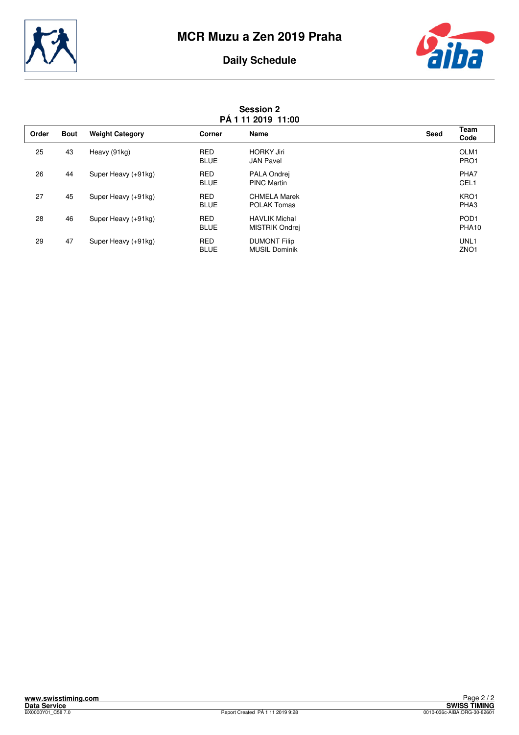# MCR Muzu a Zen 2019 Praha

## Daily Schedule

### Session 2
### PÁ 1 11 2019 11:00

| Order | Bout | Weight Category | Corner | Name | Seed | Team Code |
|---|---|---|---|---|---|---|
| 25 | 43 | Heavy (91kg) | RED<br>BLUE | HORKY Jiri<br>JAN Pavel | | OLM1<br>PRO1 |
| 26 | 44 | Super Heavy (+91kg) | RED<br>BLUE | PALA Ondrej<br>PINC Martin | | PHA7<br>CEL1 |
| 27 | 45 | Super Heavy (+91kg) | RED<br>BLUE | CHMELA Marek<br>POLAK Tomas | | KRO1<br>PHA3 |
| 28 | 46 | Super Heavy (+91kg) | RED<br>BLUE | HAVLIK Michal<br>MISTRIK Ondrej | | POD1<br>PHA10 |
| 29 | 47 | Super Heavy (+91kg) | RED<br>BLUE | DUMONT Filip<br>MUSIL Dominik | | UNL1<br>ZNO1 |

www.swisstiming.com
Data Service
BX0000Y01_C58 7.0
Report Created PÁ 1 11 2019 9:28
SWISS TIMING
0010-036c-AIBA.ORG-30-82601